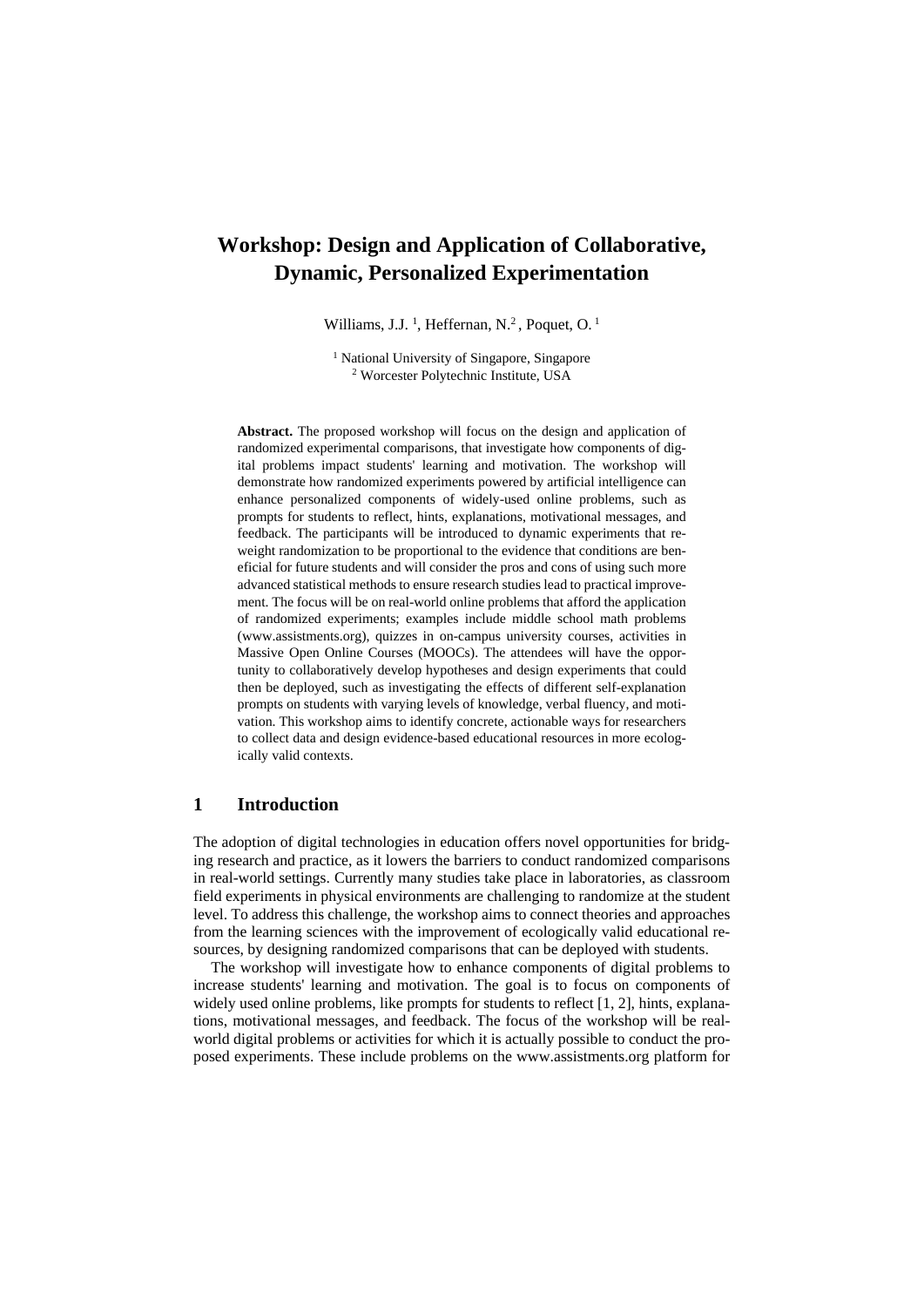# Workshop: Design and Application of Collaborative, Dynamic, Personalized Experimentation

Williams, J.J. [1], Heffernan, N.[2], Poquet, O. [1]

[1] National University of Singapore, Singapore
[2] Worcester Polytechnic Institute, USA

**Abstract.** The proposed workshop will focus on the design and application of randomized experimental comparisons, that investigate how components of digital problems impact students' learning and motivation. The workshop will demonstrate how randomized experiments powered by artificial intelligence can enhance personalized components of widely-used online problems, such as prompts for students to reflect, hints, explanations, motivational messages, and feedback. The participants will be introduced to dynamic experiments that reweight randomization to be proportional to the evidence that conditions are beneficial for future students and will consider the pros and cons of using such more advanced statistical methods to ensure research studies lead to practical improvement. The focus will be on real-world online problems that afford the application of randomized experiments; examples include middle school math problems (www.assistments.org), quizzes in on-campus university courses, activities in Massive Open Online Courses (MOOCs). The attendees will have the opportunity to collaboratively develop hypotheses and design experiments that could then be deployed, such as investigating the effects of different self-explanation prompts on students with varying levels of knowledge, verbal fluency, and motivation. This workshop aims to identify concrete, actionable ways for researchers to collect data and design evidence-based educational resources in more ecologically valid contexts.

## 1 Introduction

The adoption of digital technologies in education offers novel opportunities for bridging research and practice, as it lowers the barriers to conduct randomized comparisons in real-world settings. Currently many studies take place in laboratories, as classroom field experiments in physical environments are challenging to randomize at the student level. To address this challenge, the workshop aims to connect theories and approaches from the learning sciences with the improvement of ecologically valid educational resources, by designing randomized comparisons that can be deployed with students.

The workshop will investigate how to enhance components of digital problems to increase students' learning and motivation. The goal is to focus on components of widely used online problems, like prompts for students to reflect [1, 2], hints, explanations, motivational messages, and feedback. The focus of the workshop will be real-world digital problems or activities for which it is actually possible to conduct the proposed experiments. These include problems on the www.assistments.org platform for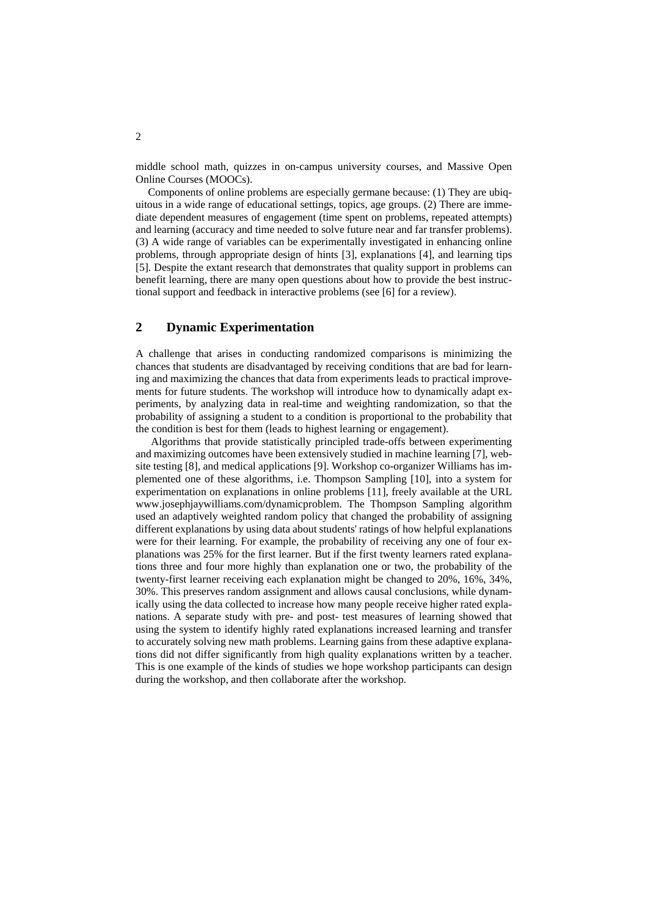middle school math, quizzes in on-campus university courses, and Massive Open Online Courses (MOOCs).

Components of online problems are especially germane because: (1) They are ubiquitous in a wide range of educational settings, topics, age groups. (2) There are immediate dependent measures of engagement (time spent on problems, repeated attempts) and learning (accuracy and time needed to solve future near and far transfer problems). (3) A wide range of variables can be experimentally investigated in enhancing online problems, through appropriate design of hints [3], explanations [4], and learning tips [5]. Despite the extant research that demonstrates that quality support in problems can benefit learning, there are many open questions about how to provide the best instructional support and feedback in interactive problems (see [6] for a review).

## 2 Dynamic Experimentation

A challenge that arises in conducting randomized comparisons is minimizing the chances that students are disadvantaged by receiving conditions that are bad for learning and maximizing the chances that data from experiments leads to practical improvements for future students. The workshop will introduce how to dynamically adapt experiments, by analyzing data in real-time and weighting randomization, so that the probability of assigning a student to a condition is proportional to the probability that the condition is best for them (leads to highest learning or engagement).

Algorithms that provide statistically principled trade-offs between experimenting and maximizing outcomes have been extensively studied in machine learning [7], website testing [8], and medical applications [9]. Workshop co-organizer Williams has implemented one of these algorithms, i.e. Thompson Sampling [10], into a system for experimentation on explanations in online problems [11], freely available at the URL www.josephjaywilliams.com/dynamicproblem. The Thompson Sampling algorithm used an adaptively weighted random policy that changed the probability of assigning different explanations by using data about students' ratings of how helpful explanations were for their learning. For example, the probability of receiving any one of four explanations was 25% for the first learner. But if the first twenty learners rated explanations three and four more highly than explanation one or two, the probability of the twenty-first learner receiving each explanation might be changed to 20%, 16%, 34%, 30%. This preserves random assignment and allows causal conclusions, while dynamically using the data collected to increase how many people receive higher rated explanations. A separate study with pre- and post- test measures of learning showed that using the system to identify highly rated explanations increased learning and transfer to accurately solving new math problems. Learning gains from these adaptive explanations did not differ significantly from high quality explanations written by a teacher. This is one example of the kinds of studies we hope workshop participants can design during the workshop, and then collaborate after the workshop.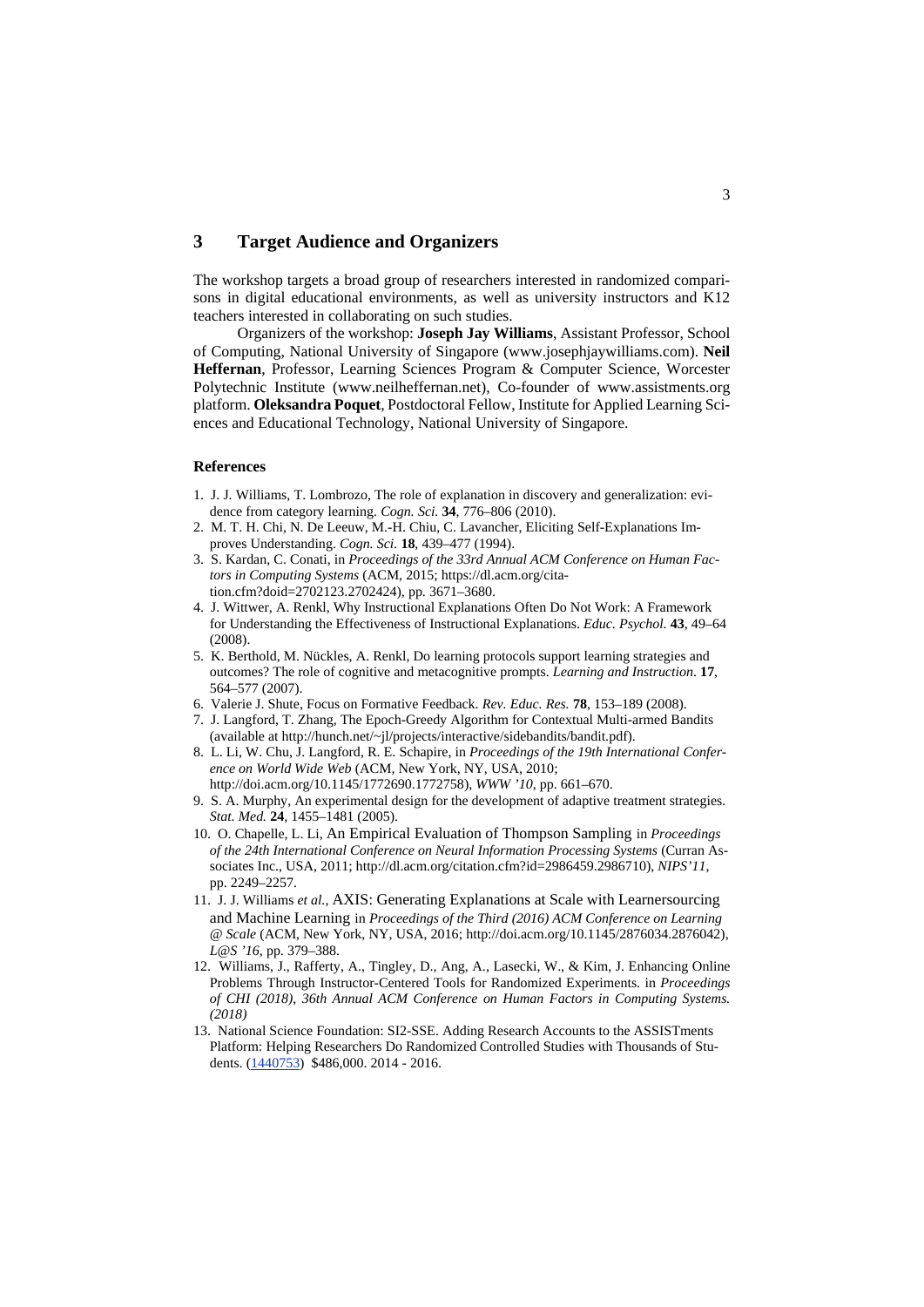## 3 Target Audience and Organizers

The workshop targets a broad group of researchers interested in randomized comparisons in digital educational environments, as well as university instructors and K12 teachers interested in collaborating on such studies.

Organizers of the workshop: **Joseph Jay Williams**, Assistant Professor, School of Computing, National University of Singapore (www.josephjaywilliams.com). **Neil Heffernan**, Professor, Learning Sciences Program & Computer Science, Worcester Polytechnic Institute (www.neilheffernan.net), Co-founder of www.assistments.org platform. **Oleksandra Poquet**, Postdoctoral Fellow, Institute for Applied Learning Sciences and Educational Technology, National University of Singapore.

### References

1. J. J. Williams, T. Lombrozo, The role of explanation in discovery and generalization: evidence from category learning. *Cogn. Sci.* **34**, 776–806 (2010).
2. M. T. H. Chi, N. De Leeuw, M.-H. Chiu, C. Lavancher, Eliciting Self-Explanations Improves Understanding. *Cogn. Sci.* **18**, 439–477 (1994).
3. S. Kardan, C. Conati, in *Proceedings of the 33rd Annual ACM Conference on Human Factors in Computing Systems* (ACM, 2015; https://dl.acm.org/citation.cfm?doid=2702123.2702424), pp. 3671–3680.
4. J. Wittwer, A. Renkl, Why Instructional Explanations Often Do Not Work: A Framework for Understanding the Effectiveness of Instructional Explanations. *Educ. Psychol.* **43**, 49–64 (2008).
5. K. Berthold, M. Nückles, A. Renkl, Do learning protocols support learning strategies and outcomes? The role of cognitive and metacognitive prompts. *Learning and Instruction*. **17**, 564–577 (2007).
6. Valerie J. Shute, Focus on Formative Feedback. *Rev. Educ. Res.* **78**, 153–189 (2008).
7. J. Langford, T. Zhang, The Epoch-Greedy Algorithm for Contextual Multi-armed Bandits (available at http://hunch.net/~jl/projects/interactive/sidebandits/bandit.pdf).
8. L. Li, W. Chu, J. Langford, R. E. Schapire, in *Proceedings of the 19th International Conference on World Wide Web* (ACM, New York, NY, USA, 2010; http://doi.acm.org/10.1145/1772690.1772758), *WWW '10*, pp. 661–670.
9. S. A. Murphy, An experimental design for the development of adaptive treatment strategies. *Stat. Med.* **24**, 1455–1481 (2005).
10. O. Chapelle, L. Li, An Empirical Evaluation of Thompson Sampling in *Proceedings of the 24th International Conference on Neural Information Processing Systems* (Curran Associates Inc., USA, 2011; http://dl.acm.org/citation.cfm?id=2986459.2986710), *NIPS'11*, pp. 2249–2257.
11. J. J. Williams *et al.*, AXIS: Generating Explanations at Scale with Learnersourcing and Machine Learning in *Proceedings of the Third (2016) ACM Conference on Learning @ Scale* (ACM, New York, NY, USA, 2016; http://doi.acm.org/10.1145/2876034.2876042), *L@S '16*, pp. 379–388.
12. Williams, J., Rafferty, A., Tingley, D., Ang, A., Lasecki, W., & Kim, J. Enhancing Online Problems Through Instructor-Centered Tools for Randomized Experiments. in *Proceedings of CHI (2018), 36th Annual ACM Conference on Human Factors in Computing Systems. (2018)*
13. National Science Foundation: SI2-SSE. Adding Research Accounts to the ASSISTments Platform: Helping Researchers Do Randomized Controlled Studies with Thousands of Students. (1440753) $486,000. 2014 - 2016.